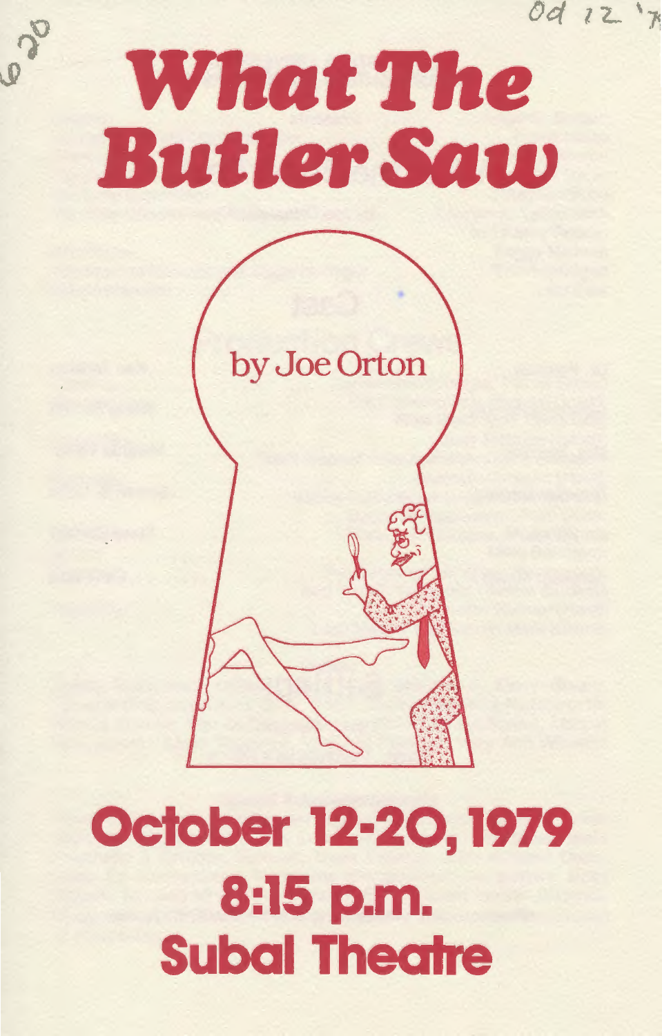# What The Butler Saw

by Joe Orton

## October 12-20, 1979

## 8:15 p.m.

## Subal Theatre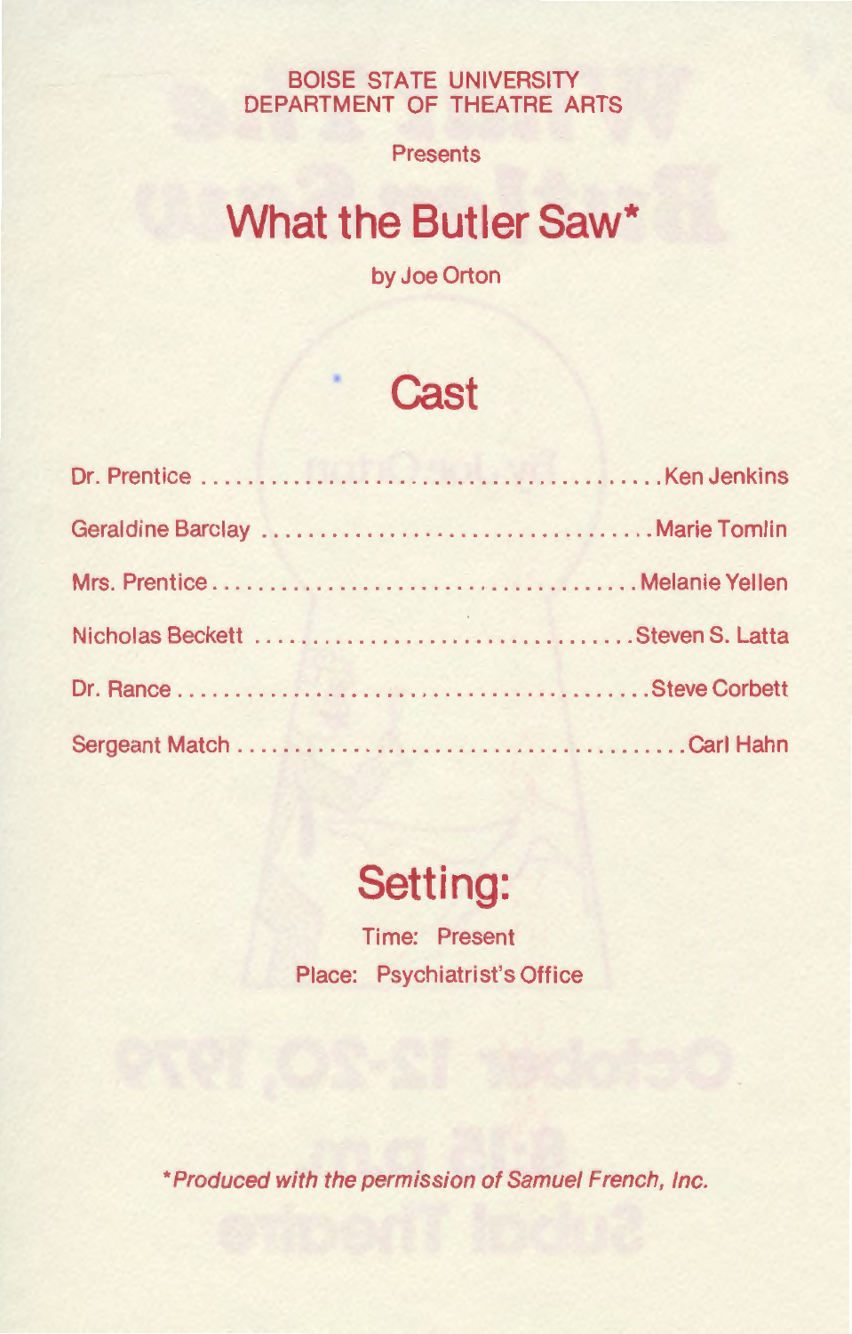BOISE STATE UNIVERSITY
DEPARTMENT OF THEATRE ARTS

Presents

# What the Butler Saw*

by Joe Orton

## Cast

Dr. Prentice .......... Ken Jenkins

Geraldine Barclay .......... Marie Tomlin

Mrs. Prentice .......... Melanie Yellen

Nicholas Beckett .......... Steven S. Latta

Dr. Rance .......... Steve Corbett

Sergeant Match .......... Carl Hahn

## Setting:

Time: Present

Place: Psychiatrist's Office

*\*Produced with the permission of Samuel French, Inc.*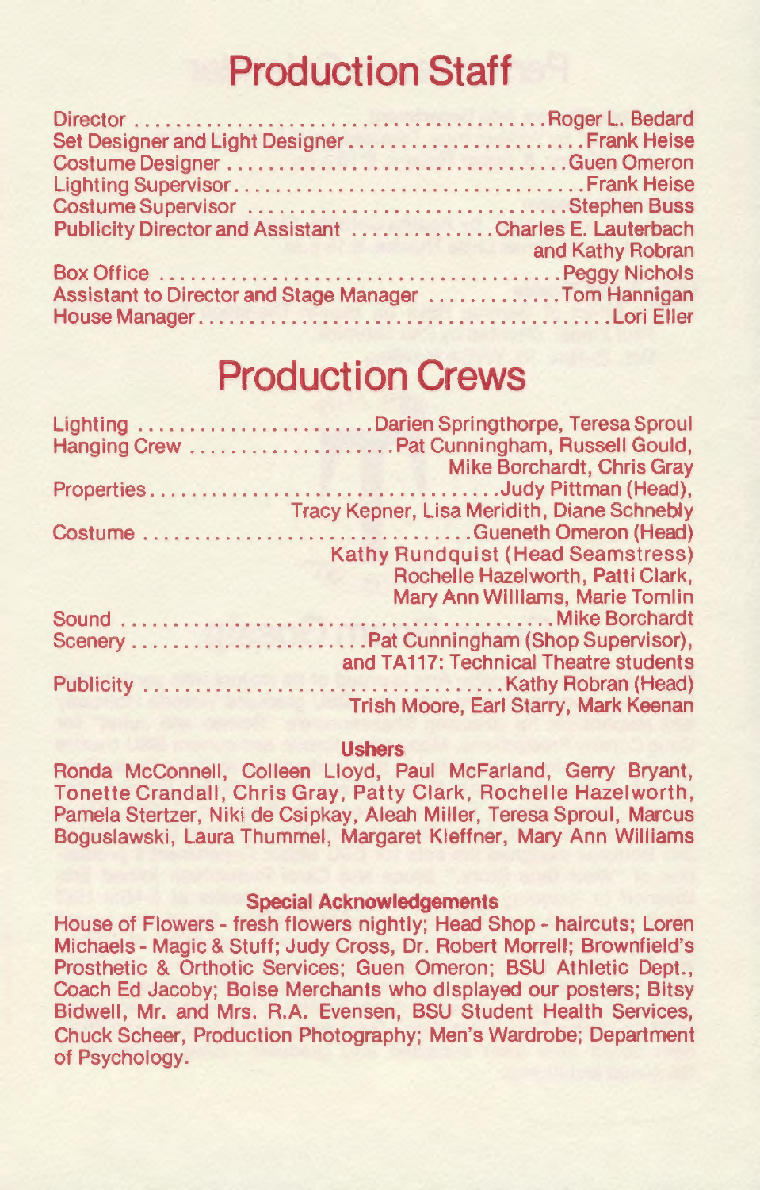# Production Staff

Director . . . . . . . . . . . . . . . . . . . . . . . . . . . . . . . . . . . . . . . . Roger L. Bedard
Set Designer and Light Designer . . . . . . . . . . . . . . . . . . . . . . . Frank Heise
Costume Designer . . . . . . . . . . . . . . . . . . . . . . . . . . . . . . . . . Guen Omeron
Lighting Supervisor . . . . . . . . . . . . . . . . . . . . . . . . . . . . . . . . . . Frank Heise
Costume Supervisor . . . . . . . . . . . . . . . . . . . . . . . . . . . . . . . Stephen Buss
Publicity Director and Assistant . . . . . . . . . . . . . . Charles E. Lauterbach and Kathy Robran
Box Office . . . . . . . . . . . . . . . . . . . . . . . . . . . . . . . . . . . . . . . Peggy Nichols
Assistant to Director and Stage Manager . . . . . . . . . . . . . Tom Hannigan
House Manager . . . . . . . . . . . . . . . . . . . . . . . . . . . . . . . . . . . . . . . Lori Eller

# Production Crews

Lighting . . . . . . . . . . . . . . . . . . . . . . . Darien Springthorpe, Teresa Sproul
Hanging Crew . . . . . . . . . . . . . . . . . . . . Pat Cunningham, Russell Gould, Mike Borchardt, Chris Gray
Properties . . . . . . . . . . . . . . . . . . . . . . . . . . . . . . . . . . . Judy Pittman (Head), Tracy Kepner, Lisa Meridith, Diane Schnebly
Costume . . . . . . . . . . . . . . . . . . . . . . . . . . . . . . . . Gueneth Omeron (Head) Kathy Rundquist (Head Seamstress) Rochelle Hazelworth, Patti Clark, Mary Ann Williams, Marie Tomlin
Sound . . . . . . . . . . . . . . . . . . . . . . . . . . . . . . . . . . . . . . . . . . . Mike Borchardt
Scenery . . . . . . . . . . . . . . . . . . . . . . . . Pat Cunningham (Shop Supervisor), and TA117: Technical Theatre students
Publicity . . . . . . . . . . . . . . . . . . . . . . . . . . . . . . . . . . . . . Kathy Robran (Head) Trish Moore, Earl Starry, Mark Keenan

### Ushers

Ronda McConnell, Colleen Lloyd, Paul McFarland, Gerry Bryant, Tonette Crandall, Chris Gray, Patty Clark, Rochelle Hazelworth, Pamela Stertzer, Niki de Csipkay, Aleah Miller, Teresa Sproul, Marcus Boguslawski, Laura Thummel, Margaret Kleffner, Mary Ann Williams

### Special Acknowledgements

House of Flowers - fresh flowers nightly; Head Shop - haircuts; Loren Michaels - Magic & Stuff; Judy Cross, Dr. Robert Morrell; Brownfield's Prosthetic & Orthotic Services; Guen Omeron; BSU Athletic Dept., Coach Ed Jacoby; Boise Merchants who displayed our posters; Bitsy Bidwell, Mr. and Mrs. R.A. Evensen, BSU Student Health Services, Chuck Scheer, Production Photography; Men's Wardrobe; Department of Psychology.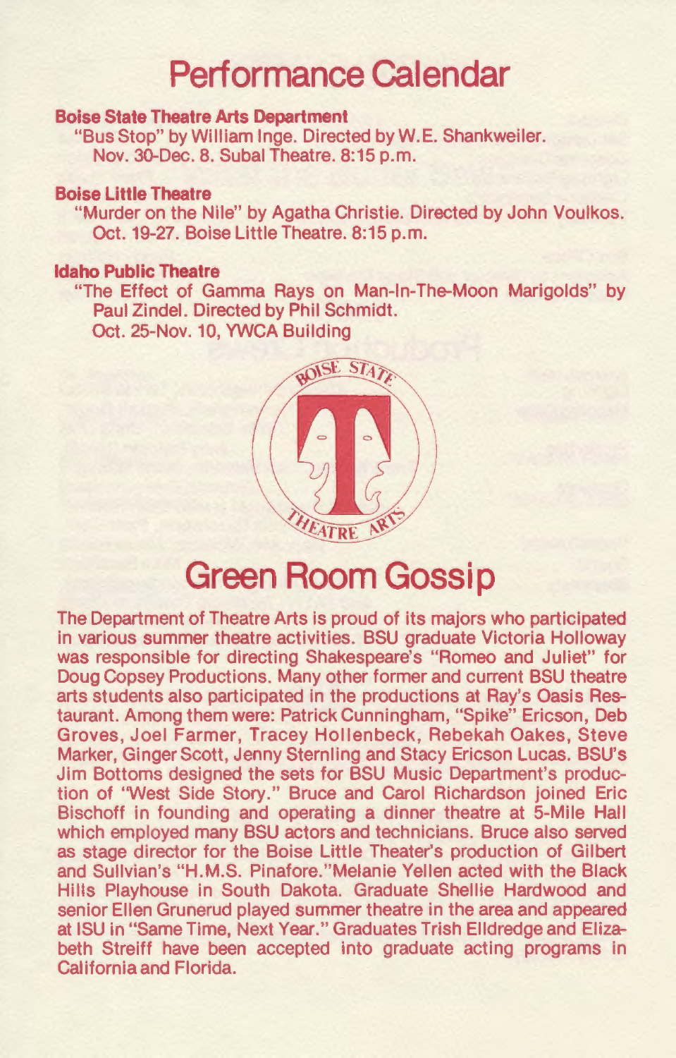# Performance Calendar

**Boise State Theatre Arts Department**

"Bus Stop" by William Inge. Directed by W.E. Shankweiler.
Nov. 30-Dec. 8. Subal Theatre. 8:15 p.m.

**Boise Little Theatre**

"Murder on the Nile" by Agatha Christie. Directed by John Voulkos.
Oct. 19-27. Boise Little Theatre. 8:15 p.m.

**Idaho Public Theatre**

"The Effect of Gamma Rays on Man-In-The-Moon Marigolds" by Paul Zindel. Directed by Phil Schmidt.
Oct. 25-Nov. 10, YWCA Building

BOISE STATE THEATRE ARTS

# Green Room Gossip

The Department of Theatre Arts is proud of its majors who participated in various summer theatre activities. BSU graduate Victoria Holloway was responsible for directing Shakespeare's "Romeo and Juliet" for Doug Copsey Productions. Many other former and current BSU theatre arts students also participated in the productions at Ray's Oasis Restaurant. Among them were: Patrick Cunningham, "Spike" Ericson, Deb Groves, Joel Farmer, Tracey Hollenbeck, Rebekah Oakes, Steve Marker, Ginger Scott, Jenny Sternling and Stacy Ericson Lucas. BSU's Jim Bottoms designed the sets for BSU Music Department's production of "West Side Story." Bruce and Carol Richardson joined Eric Bischoff in founding and operating a dinner theatre at 5-Mile Hall which employed many BSU actors and technicians. Bruce also served as stage director for the Boise Little Theater's production of Gilbert and Sullivan's "H.M.S. Pinafore."Melanie Yellen acted with the Black Hills Playhouse in South Dakota. Graduate Shellie Hardwood and senior Ellen Grunerud played summer theatre in the area and appeared at ISU in "Same Time, Next Year." Graduates Trish Elldredge and Elizabeth Streiff have been accepted into graduate acting programs in California and Florida.